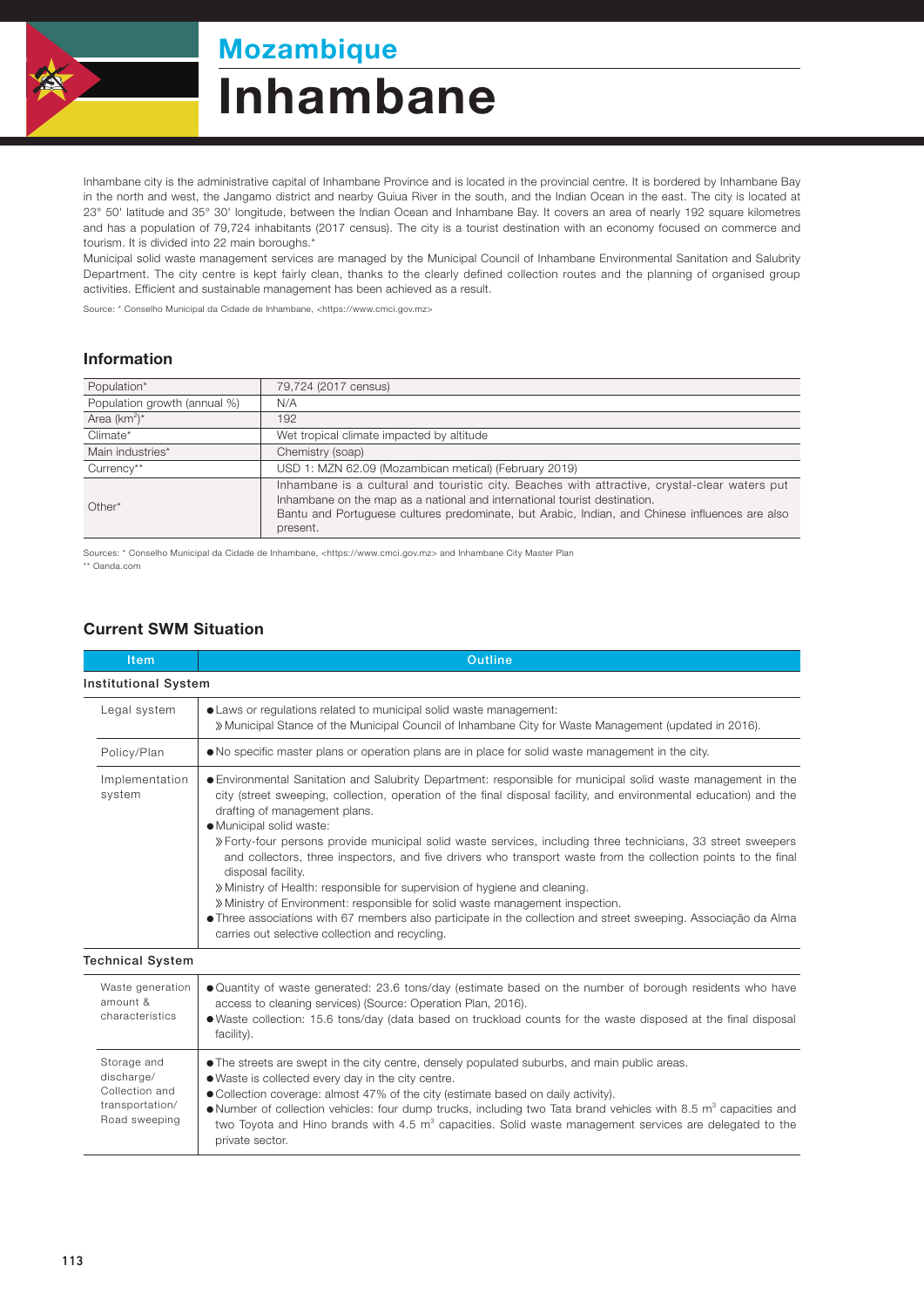# Mozambique

# Inhambane

Inhambane city is the administrative capital of Inhambane Province and is located in the provincial centre. It is bordered by Inhambane Bay in the north and west, the Jangamo district and nearby Guiua River in the south, and the Indian Ocean in the east. The city is located at 23° 50' latitude and 35° 30' longitude, between the Indian Ocean and Inhambane Bay. It covers an area of nearly 192 square kilometres and has a population of 79,724 inhabitants (2017 census). The city is a tourist destination with an economy focused on commerce and tourism. It is divided into 22 main boroughs.*

Municipal solid waste management services are managed by the Municipal Council of Inhambane Environmental Sanitation and Salubrity Department. The city centre is kept fairly clean, thanks to the clearly defined collection routes and the planning of organised group activities. Efficient and sustainable management has been achieved as a result.

Source: * Conselho Municipal da Cidade de Inhambane, <https://www.cmci.gov.mz>

## Information

| | |
|---|---|
| Population* | 79,724 (2017 census) |
| Population growth (annual %) | N/A |
| Area (km$^2$)* | 192 |
| Climate* | Wet tropical climate impacted by altitude |
| Main industries* | Chemistry (soap) |
| Currency** | USD 1: MZN 62.09 (Mozambican metical) (February 2019) |
| Other* | Inhambane is a cultural and touristic city. Beaches with attractive, crystal-clear waters put Inhambane on the map as a national and international tourist destination.<br>Bantu and Portuguese cultures predominate, but Arabic, Indian, and Chinese influences are also present. |

Sources: * Conselho Municipal da Cidade de Inhambane, <https://www.cmci.gov.mz> and Inhambane City Master Plan
** Oanda.com

## Current SWM Situation

| Item | Outline |
|---|---|
| **Institutional System** | |
| Legal system | ● Laws or regulations related to municipal solid waste management:<br>》Municipal Stance of the Municipal Council of Inhambane City for Waste Management (updated in 2016). |
| Policy/Plan | ● No specific master plans or operation plans are in place for solid waste management in the city. |
| Implementation system | ● Environmental Sanitation and Salubrity Department: responsible for municipal solid waste management in the city (street sweeping, collection, operation of the final disposal facility, and environmental education) and the drafting of management plans.<br>● Municipal solid waste:<br>》Forty-four persons provide municipal solid waste services, including three technicians, 33 street sweepers and collectors, three inspectors, and five drivers who transport waste from the collection points to the final disposal facility.<br>》Ministry of Health: responsible for supervision of hygiene and cleaning.<br>》Ministry of Environment: responsible for solid waste management inspection.<br>● Three associations with 67 members also participate in the collection and street sweeping. Associação da Alma carries out selective collection and recycling. |
| **Technical System** | |
| Waste generation amount & characteristics | ● Quantity of waste generated: 23.6 tons/day (estimate based on the number of borough residents who have access to cleaning services) (Source: Operation Plan, 2016).<br>● Waste collection: 15.6 tons/day (data based on truckload counts for the waste disposed at the final disposal facility). |
| Storage and discharge/ Collection and transportation/ Road sweeping | ● The streets are swept in the city centre, densely populated suburbs, and main public areas.<br>● Waste is collected every day in the city centre.<br>● Collection coverage: almost 47% of the city (estimate based on daily activity).<br>● Number of collection vehicles: four dump trucks, including two Tata brand vehicles with 8.5 m$^3$ capacities and two Toyota and Hino brands with 4.5 m$^3$ capacities. Solid waste management services are delegated to the private sector. |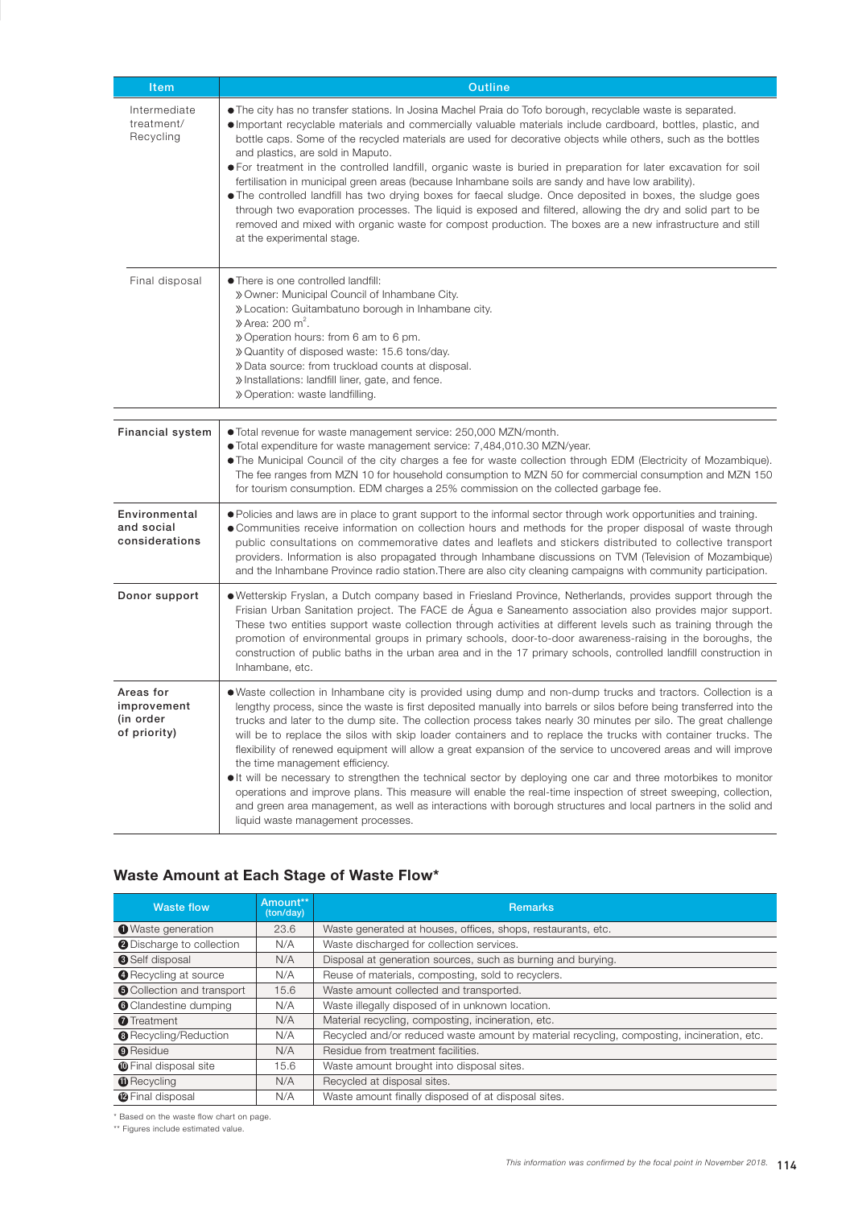| Item | Outline |
|---|---|
| Intermediate treatment/ Recycling | ● The city has no transfer stations. In Josina Machel Praia do Tofo borough, recyclable waste is separated.<br>● Important recyclable materials and commercially valuable materials include cardboard, bottles, plastic, and bottle caps. Some of the recycled materials are used for decorative objects while others, such as the bottles and plastics, are sold in Maputo.<br>● For treatment in the controlled landfill, organic waste is buried in preparation for later excavation for soil fertilisation in municipal green areas (because Inhambane soils are sandy and have low arability).<br>● The controlled landfill has two drying boxes for faecal sludge. Once deposited in boxes, the sludge goes through two evaporation processes. The liquid is exposed and filtered, allowing the dry and solid part to be removed and mixed with organic waste for compost production. The boxes are a new infrastructure and still at the experimental stage. |
| Final disposal | ● There is one controlled landfill:<br>» Owner: Municipal Council of Inhambane City.<br>» Location: Guitambatuno borough in Inhambane city.<br>» Area: 200 $m^2$.<br>» Operation hours: from 6 am to 6 pm.<br>» Quantity of disposed waste: 15.6 tons/day.<br>» Data source: from truckload counts at disposal.<br>» Installations: landfill liner, gate, and fence.<br>» Operation: waste landfilling. |
| **Financial system** | ● Total revenue for waste management service: 250,000 MZN/month.<br>● Total expenditure for waste management service: 7,484,010.30 MZN/year.<br>● The Municipal Council of the city charges a fee for waste collection through EDM (Electricity of Mozambique). The fee ranges from MZN 10 for household consumption to MZN 50 for commercial consumption and MZN 150 for tourism consumption. EDM charges a 25% commission on the collected garbage fee. |
| **Environmental and social considerations** | ● Policies and laws are in place to grant support to the informal sector through work opportunities and training.<br>● Communities receive information on collection hours and methods for the proper disposal of waste through public consultations on commemorative dates and leaflets and stickers distributed to collective transport providers. Information is also propagated through Inhambane discussions on TVM (Television of Mozambique) and the Inhambane Province radio station.There are also city cleaning campaigns with community participation. |
| **Donor support** | ● Wetterskip Fryslan, a Dutch company based in Friesland Province, Netherlands, provides support through the Frisian Urban Sanitation project. The FACE de Água e Saneamento association also provides major support. These two entities support waste collection through activities at different levels such as training through the promotion of environmental groups in primary schools, door-to-door awareness-raising in the boroughs, the construction of public baths in the urban area and in the 17 primary schools, controlled landfill construction in Inhambane, etc. |
| **Areas for improvement (in order of priority)** | ● Waste collection in Inhambane city is provided using dump and non-dump trucks and tractors. Collection is a lengthy process, since the waste is first deposited manually into barrels or silos before being transferred into the trucks and later to the dump site. The collection process takes nearly 30 minutes per silo. The great challenge will be to replace the silos with skip loader containers and to replace the trucks with container trucks. The flexibility of renewed equipment will allow a great expansion of the service to uncovered areas and will improve the time management efficiency.<br>● It will be necessary to strengthen the technical sector by deploying one car and three motorbikes to monitor operations and improve plans. This measure will enable the real-time inspection of street sweeping, collection, and green area management, as well as interactions with borough structures and local partners in the solid and liquid waste management processes. |

## Waste Amount at Each Stage of Waste Flow*

| Waste flow | Amount** (ton/day) | Remarks |
|---|---|---|
| ❶ Waste generation | 23.6 | Waste generated at houses, offices, shops, restaurants, etc. |
| ❷ Discharge to collection | N/A | Waste discharged for collection services. |
| ❸ Self disposal | N/A | Disposal at generation sources, such as burning and burying. |
| ❹ Recycling at source | N/A | Reuse of materials, composting, sold to recyclers. |
| ❺ Collection and transport | 15.6 | Waste amount collected and transported. |
| ❻ Clandestine dumping | N/A | Waste illegally disposed of in unknown location. |
| ❼ Treatment | N/A | Material recycling, composting, incineration, etc. |
| ❽ Recycling/Reduction | N/A | Recycled and/or reduced waste amount by material recycling, composting, incineration, etc. |
| ❾ Residue | N/A | Residue from treatment facilities. |
| ❿ Final disposal site | 15.6 | Waste amount brought into disposal sites. |
| ⓫ Recycling | N/A | Recycled at disposal sites. |
| ⓬ Final disposal | N/A | Waste amount finally disposed of at disposal sites. |

\* Based on the waste flow chart on page.
\*\* Figures include estimated value.

*This information was confirmed by the focal point in November 2018.*